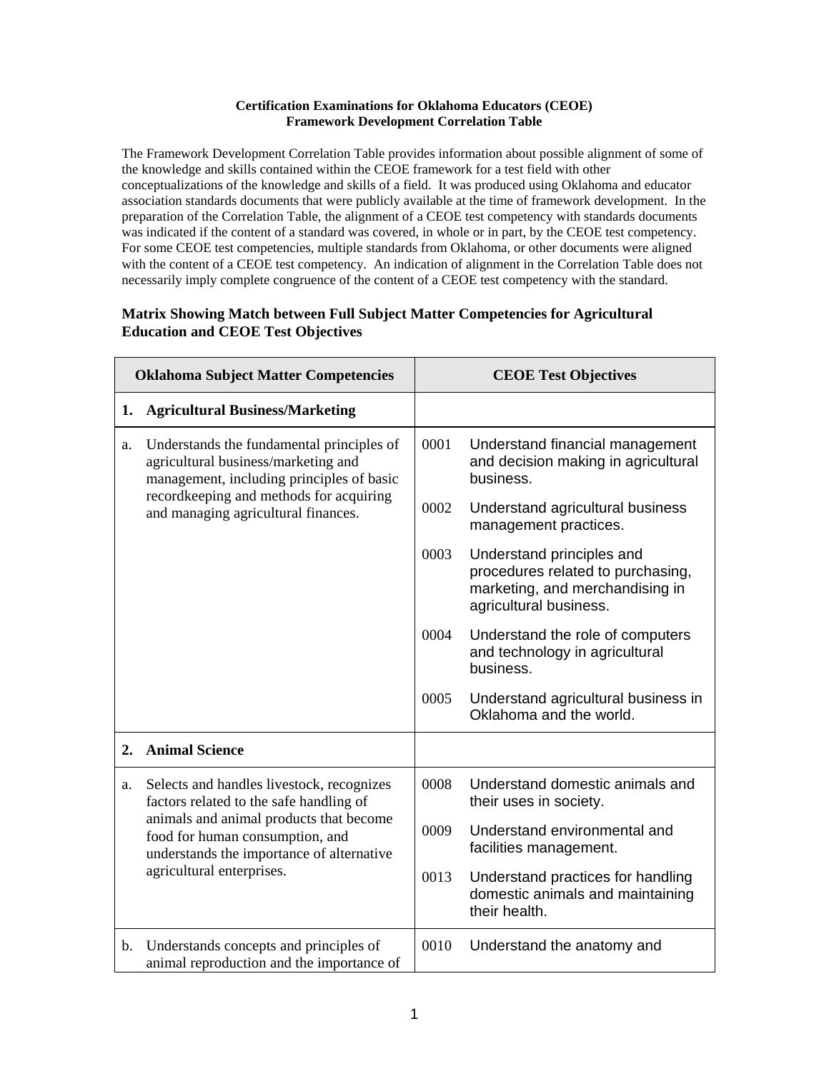**Certification Examinations for Oklahoma Educators (CEOE)**
**Framework Development Correlation Table**

The Framework Development Correlation Table provides information about possible alignment of some of the knowledge and skills contained within the CEOE framework for a test field with other conceptualizations of the knowledge and skills of a field. It was produced using Oklahoma and educator association standards documents that were publicly available at the time of framework development. In the preparation of the Correlation Table, the alignment of a CEOE test competency with standards documents was indicated if the content of a standard was covered, in whole or in part, by the CEOE test competency. For some CEOE test competencies, multiple standards from Oklahoma, or other documents were aligned with the content of a CEOE test competency. An indication of alignment in the Correlation Table does not necessarily imply complete congruence of the content of a CEOE test competency with the standard.

### Matrix Showing Match between Full Subject Matter Competencies for Agricultural Education and CEOE Test Objectives

| Oklahoma Subject Matter Competencies | CEOE Test Objectives |
|---|---|
| **1. Agricultural Business/Marketing** | |
| a. Understands the fundamental principles of agricultural business/marketing and management, including principles of basic recordkeeping and methods for acquiring and managing agricultural finances. | 0001 Understand financial management and decision making in agricultural business.<br>0002 Understand agricultural business management practices.<br>0003 Understand principles and procedures related to purchasing, marketing, and merchandising in agricultural business.<br>0004 Understand the role of computers and technology in agricultural business.<br>0005 Understand agricultural business in Oklahoma and the world. |
| **2. Animal Science** | |
| a. Selects and handles livestock, recognizes factors related to the safe handling of animals and animal products that become food for human consumption, and understands the importance of alternative agricultural enterprises. | 0008 Understand domestic animals and their uses in society.<br>0009 Understand environmental and facilities management.<br>0013 Understand practices for handling domestic animals and maintaining their health. |
| b. Understands concepts and principles of animal reproduction and the importance of | 0010 Understand the anatomy and |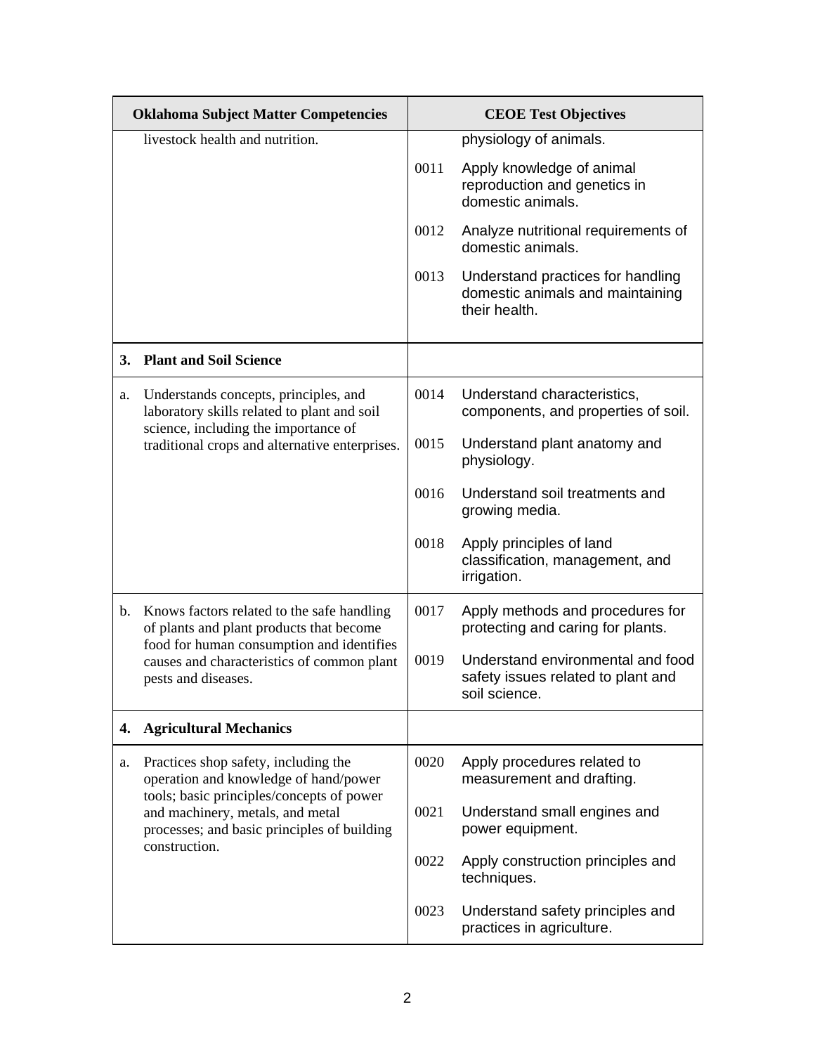| Oklahoma Subject Matter Competencies | CEOE Test Objectives |
| --- | --- |
| livestock health and nutrition. | physiology of animals.<br><br>0011 Apply knowledge of animal reproduction and genetics in domestic animals.<br><br>0012 Analyze nutritional requirements of domestic animals.<br><br>0013 Understand practices for handling domestic animals and maintaining their health. |
| **3. Plant and Soil Science** | |
| a. Understands concepts, principles, and laboratory skills related to plant and soil science, including the importance of traditional crops and alternative enterprises. | 0014 Understand characteristics, components, and properties of soil.<br><br>0015 Understand plant anatomy and physiology.<br><br>0016 Understand soil treatments and growing media.<br><br>0018 Apply principles of land classification, management, and irrigation. |
| b. Knows factors related to the safe handling of plants and plant products that become food for human consumption and identifies causes and characteristics of common plant pests and diseases. | 0017 Apply methods and procedures for protecting and caring for plants.<br><br>0019 Understand environmental and food safety issues related to plant and soil science. |
| **4. Agricultural Mechanics** | |
| a. Practices shop safety, including the operation and knowledge of hand/power tools; basic principles/concepts of power and machinery, metals, and metal processes; and basic principles of building construction. | 0020 Apply procedures related to measurement and drafting.<br><br>0021 Understand small engines and power equipment.<br><br>0022 Apply construction principles and techniques.<br><br>0023 Understand safety principles and practices in agriculture. |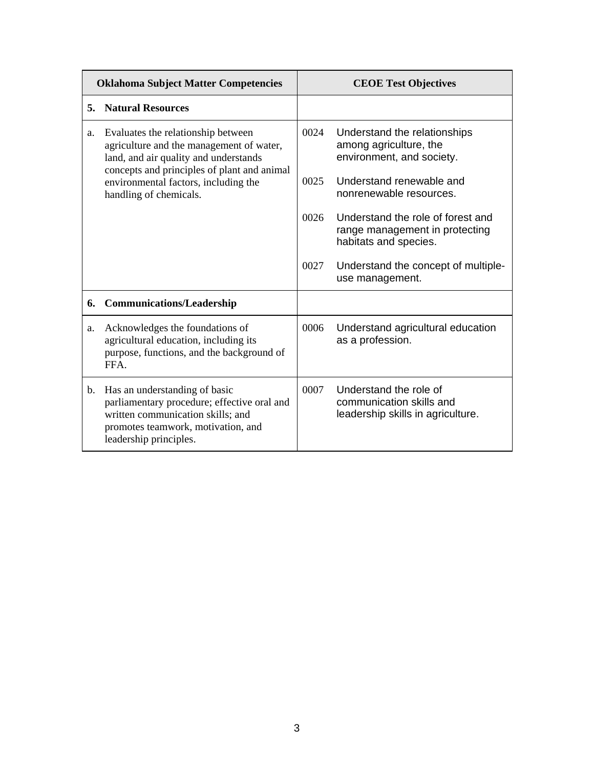| Oklahoma Subject Matter Competencies | CEOE Test Objectives |
| --- | --- |
| **5. Natural Resources** | |
| a. Evaluates the relationship between agriculture and the management of water, land, and air quality and understands concepts and principles of plant and animal environmental factors, including the handling of chemicals. | 0024 Understand the relationships among agriculture, the environment, and society.<br><br>0025 Understand renewable and nonrenewable resources.<br><br>0026 Understand the role of forest and range management in protecting habitats and species.<br><br>0027 Understand the concept of multiple-use management. |
| **6. Communications/Leadership** | |
| a. Acknowledges the foundations of agricultural education, including its purpose, functions, and the background of FFA. | 0006 Understand agricultural education as a profession. |
| b. Has an understanding of basic parliamentary procedure; effective oral and written communication skills; and promotes teamwork, motivation, and leadership principles. | 0007 Understand the role of communication skills and leadership skills in agriculture. |